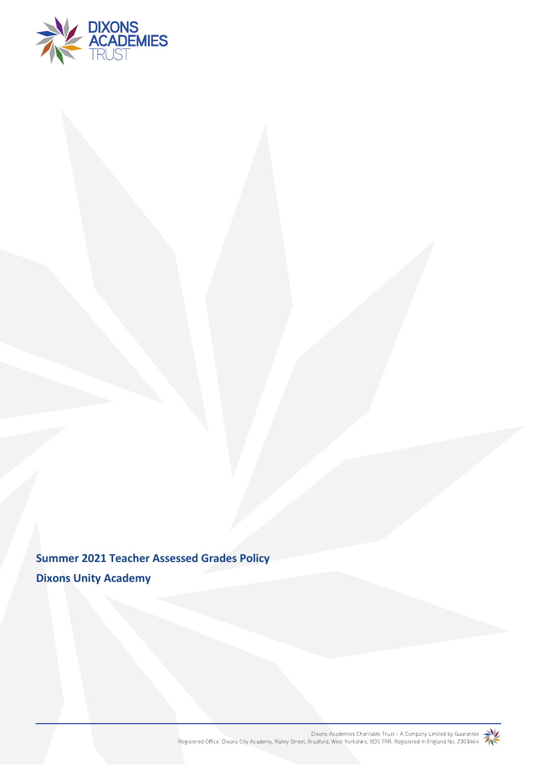# Summer 2021 Teacher Assessed Grades Policy

## Dixons Unity Academy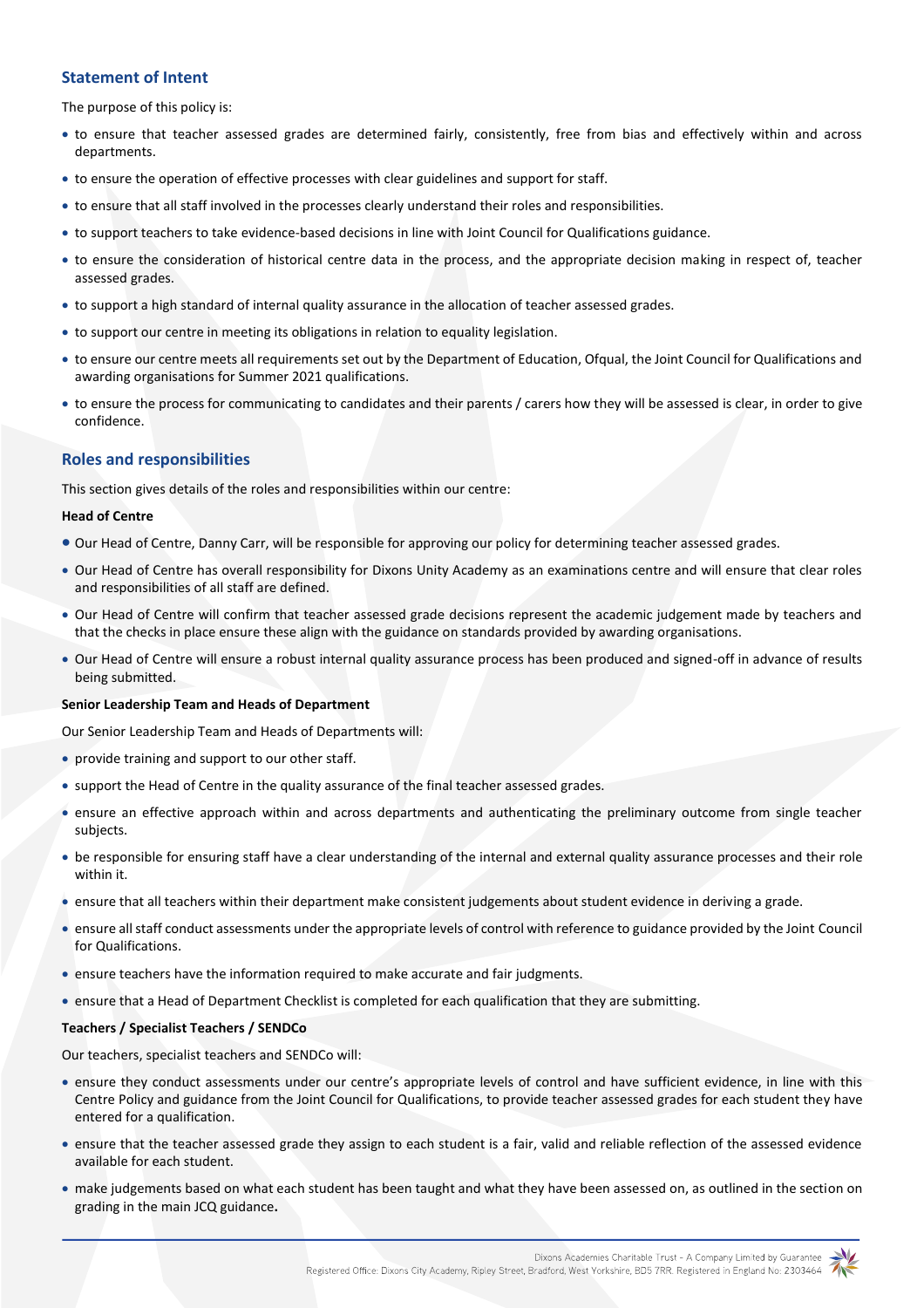## Statement of Intent

The purpose of this policy is:

- to ensure that teacher assessed grades are determined fairly, consistently, free from bias and effectively within and across departments.
- to ensure the operation of effective processes with clear guidelines and support for staff.
- to ensure that all staff involved in the processes clearly understand their roles and responsibilities.
- to support teachers to take evidence-based decisions in line with Joint Council for Qualifications guidance.
- to ensure the consideration of historical centre data in the process, and the appropriate decision making in respect of, teacher assessed grades.
- to support a high standard of internal quality assurance in the allocation of teacher assessed grades.
- to support our centre in meeting its obligations in relation to equality legislation.
- to ensure our centre meets all requirements set out by the Department of Education, Ofqual, the Joint Council for Qualifications and awarding organisations for Summer 2021 qualifications.
- to ensure the process for communicating to candidates and their parents / carers how they will be assessed is clear, in order to give confidence.

## Roles and responsibilities

This section gives details of the roles and responsibilities within our centre:

**Head of Centre**

- Our Head of Centre, Danny Carr, will be responsible for approving our policy for determining teacher assessed grades.
- Our Head of Centre has overall responsibility for Dixons Unity Academy as an examinations centre and will ensure that clear roles and responsibilities of all staff are defined.
- Our Head of Centre will confirm that teacher assessed grade decisions represent the academic judgement made by teachers and that the checks in place ensure these align with the guidance on standards provided by awarding organisations.
- Our Head of Centre will ensure a robust internal quality assurance process has been produced and signed-off in advance of results being submitted.

**Senior Leadership Team and Heads of Department**

Our Senior Leadership Team and Heads of Departments will:

- provide training and support to our other staff.
- support the Head of Centre in the quality assurance of the final teacher assessed grades.
- ensure an effective approach within and across departments and authenticating the preliminary outcome from single teacher subjects.
- be responsible for ensuring staff have a clear understanding of the internal and external quality assurance processes and their role within it.
- ensure that all teachers within their department make consistent judgements about student evidence in deriving a grade.
- ensure all staff conduct assessments under the appropriate levels of control with reference to guidance provided by the Joint Council for Qualifications.
- ensure teachers have the information required to make accurate and fair judgments.
- ensure that a Head of Department Checklist is completed for each qualification that they are submitting.

**Teachers / Specialist Teachers / SENDCo**

Our teachers, specialist teachers and SENDCo will:

- ensure they conduct assessments under our centre's appropriate levels of control and have sufficient evidence, in line with this Centre Policy and guidance from the Joint Council for Qualifications, to provide teacher assessed grades for each student they have entered for a qualification.
- ensure that the teacher assessed grade they assign to each student is a fair, valid and reliable reflection of the assessed evidence available for each student.
- make judgements based on what each student has been taught and what they have been assessed on, as outlined in the section on grading in the main JCQ guidance**.**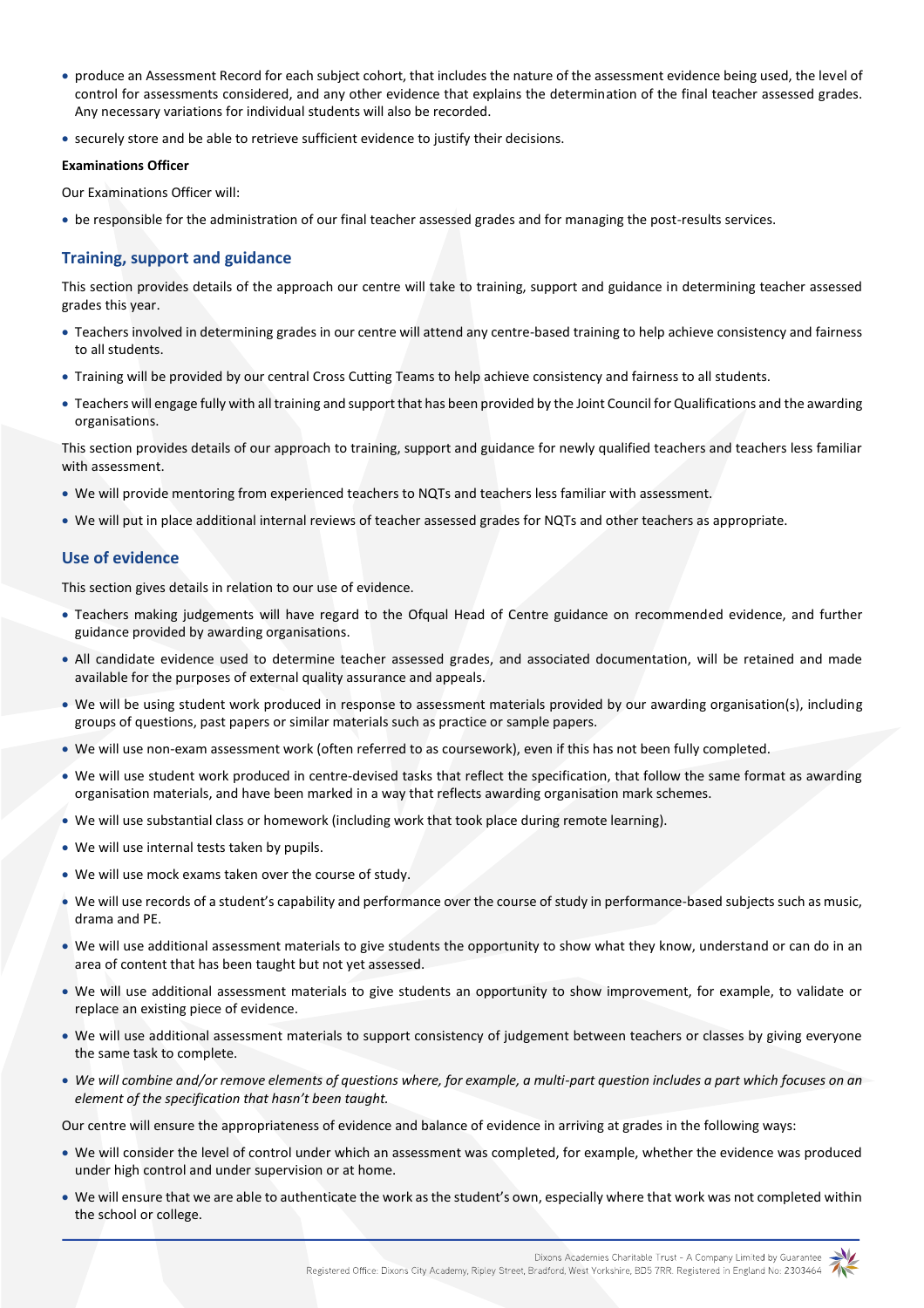- produce an Assessment Record for each subject cohort, that includes the nature of the assessment evidence being used, the level of control for assessments considered, and any other evidence that explains the determination of the final teacher assessed grades. Any necessary variations for individual students will also be recorded.
- securely store and be able to retrieve sufficient evidence to justify their decisions.

**Examinations Officer**

Our Examinations Officer will:

- be responsible for the administration of our final teacher assessed grades and for managing the post-results services.

## Training, support and guidance

This section provides details of the approach our centre will take to training, support and guidance in determining teacher assessed grades this year.

- Teachers involved in determining grades in our centre will attend any centre-based training to help achieve consistency and fairness to all students.
- Training will be provided by our central Cross Cutting Teams to help achieve consistency and fairness to all students.
- Teachers will engage fully with all training and support that has been provided by the Joint Council for Qualifications and the awarding organisations.

This section provides details of our approach to training, support and guidance for newly qualified teachers and teachers less familiar with assessment.

- We will provide mentoring from experienced teachers to NQTs and teachers less familiar with assessment.
- We will put in place additional internal reviews of teacher assessed grades for NQTs and other teachers as appropriate.

## Use of evidence

This section gives details in relation to our use of evidence.

- Teachers making judgements will have regard to the Ofqual Head of Centre guidance on recommended evidence, and further guidance provided by awarding organisations.
- All candidate evidence used to determine teacher assessed grades, and associated documentation, will be retained and made available for the purposes of external quality assurance and appeals.
- We will be using student work produced in response to assessment materials provided by our awarding organisation(s), including groups of questions, past papers or similar materials such as practice or sample papers.
- We will use non-exam assessment work (often referred to as coursework), even if this has not been fully completed.
- We will use student work produced in centre-devised tasks that reflect the specification, that follow the same format as awarding organisation materials, and have been marked in a way that reflects awarding organisation mark schemes.
- We will use substantial class or homework (including work that took place during remote learning).
- We will use internal tests taken by pupils.
- We will use mock exams taken over the course of study.
- We will use records of a student's capability and performance over the course of study in performance-based subjects such as music, drama and PE.
- We will use additional assessment materials to give students the opportunity to show what they know, understand or can do in an area of content that has been taught but not yet assessed.
- We will use additional assessment materials to give students an opportunity to show improvement, for example, to validate or replace an existing piece of evidence.
- We will use additional assessment materials to support consistency of judgement between teachers or classes by giving everyone the same task to complete.
- *We will combine and/or remove elements of questions where, for example, a multi-part question includes a part which focuses on an element of the specification that hasn't been taught.*

Our centre will ensure the appropriateness of evidence and balance of evidence in arriving at grades in the following ways:

- We will consider the level of control under which an assessment was completed, for example, whether the evidence was produced under high control and under supervision or at home.
- We will ensure that we are able to authenticate the work as the student's own, especially where that work was not completed within the school or college.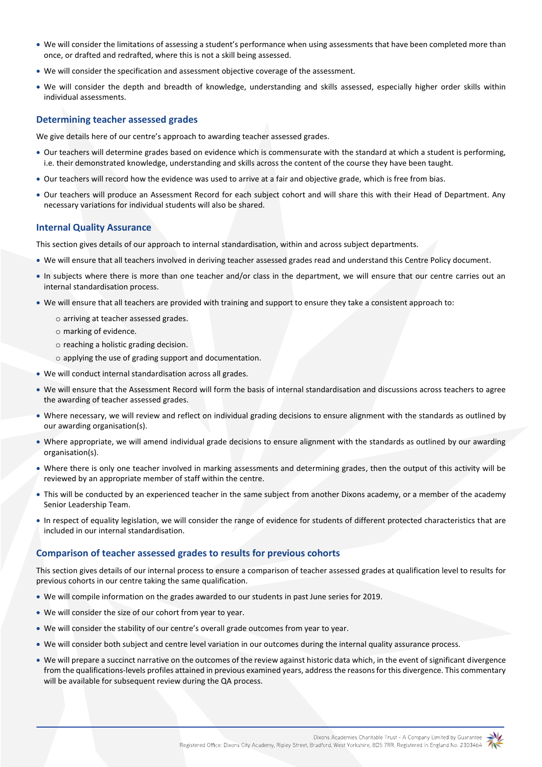- We will consider the limitations of assessing a student's performance when using assessments that have been completed more than once, or drafted and redrafted, where this is not a skill being assessed.
- We will consider the specification and assessment objective coverage of the assessment.
- We will consider the depth and breadth of knowledge, understanding and skills assessed, especially higher order skills within individual assessments.

### Determining teacher assessed grades

We give details here of our centre's approach to awarding teacher assessed grades.

- Our teachers will determine grades based on evidence which is commensurate with the standard at which a student is performing, i.e. their demonstrated knowledge, understanding and skills across the content of the course they have been taught.
- Our teachers will record how the evidence was used to arrive at a fair and objective grade, which is free from bias.
- Our teachers will produce an Assessment Record for each subject cohort and will share this with their Head of Department. Any necessary variations for individual students will also be shared.

### Internal Quality Assurance

This section gives details of our approach to internal standardisation, within and across subject departments.

- We will ensure that all teachers involved in deriving teacher assessed grades read and understand this Centre Policy document.
- In subjects where there is more than one teacher and/or class in the department, we will ensure that our centre carries out an internal standardisation process.
- We will ensure that all teachers are provided with training and support to ensure they take a consistent approach to:
  - arriving at teacher assessed grades.
  - marking of evidence.
  - reaching a holistic grading decision.
  - applying the use of grading support and documentation.
- We will conduct internal standardisation across all grades.
- We will ensure that the Assessment Record will form the basis of internal standardisation and discussions across teachers to agree the awarding of teacher assessed grades.
- Where necessary, we will review and reflect on individual grading decisions to ensure alignment with the standards as outlined by our awarding organisation(s).
- Where appropriate, we will amend individual grade decisions to ensure alignment with the standards as outlined by our awarding organisation(s).
- Where there is only one teacher involved in marking assessments and determining grades, then the output of this activity will be reviewed by an appropriate member of staff within the centre.
- This will be conducted by an experienced teacher in the same subject from another Dixons academy, or a member of the academy Senior Leadership Team.
- In respect of equality legislation, we will consider the range of evidence for students of different protected characteristics that are included in our internal standardisation.

### Comparison of teacher assessed grades to results for previous cohorts

This section gives details of our internal process to ensure a comparison of teacher assessed grades at qualification level to results for previous cohorts in our centre taking the same qualification.

- We will compile information on the grades awarded to our students in past June series for 2019.
- We will consider the size of our cohort from year to year.
- We will consider the stability of our centre's overall grade outcomes from year to year.
- We will consider both subject and centre level variation in our outcomes during the internal quality assurance process.
- We will prepare a succinct narrative on the outcomes of the review against historic data which, in the event of significant divergence from the qualifications-levels profiles attained in previous examined years, address the reasons for this divergence. This commentary will be available for subsequent review during the QA process.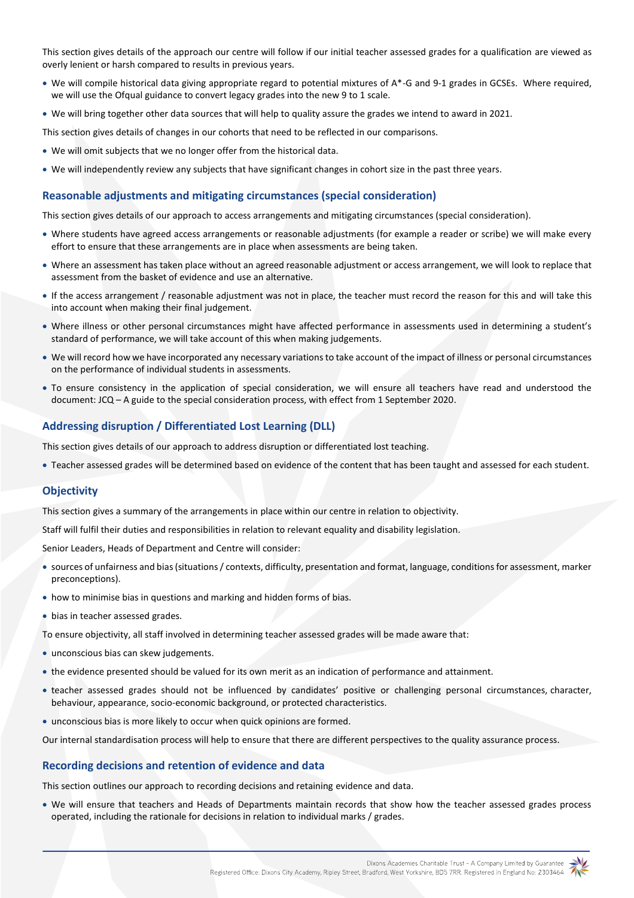This section gives details of the approach our centre will follow if our initial teacher assessed grades for a qualification are viewed as overly lenient or harsh compared to results in previous years.

- We will compile historical data giving appropriate regard to potential mixtures of A*-G and 9-1 grades in GCSEs. Where required, we will use the Ofqual guidance to convert legacy grades into the new 9 to 1 scale.
- We will bring together other data sources that will help to quality assure the grades we intend to award in 2021.

This section gives details of changes in our cohorts that need to be reflected in our comparisons.

- We will omit subjects that we no longer offer from the historical data.
- We will independently review any subjects that have significant changes in cohort size in the past three years.

## Reasonable adjustments and mitigating circumstances (special consideration)

This section gives details of our approach to access arrangements and mitigating circumstances (special consideration).

- Where students have agreed access arrangements or reasonable adjustments (for example a reader or scribe) we will make every effort to ensure that these arrangements are in place when assessments are being taken.
- Where an assessment has taken place without an agreed reasonable adjustment or access arrangement, we will look to replace that assessment from the basket of evidence and use an alternative.
- If the access arrangement / reasonable adjustment was not in place, the teacher must record the reason for this and will take this into account when making their final judgement.
- Where illness or other personal circumstances might have affected performance in assessments used in determining a student's standard of performance, we will take account of this when making judgements.
- We will record how we have incorporated any necessary variations to take account of the impact of illness or personal circumstances on the performance of individual students in assessments.
- To ensure consistency in the application of special consideration, we will ensure all teachers have read and understood the document: JCQ – A guide to the special consideration process, with effect from 1 September 2020.

## Addressing disruption / Differentiated Lost Learning (DLL)

This section gives details of our approach to address disruption or differentiated lost teaching.

- Teacher assessed grades will be determined based on evidence of the content that has been taught and assessed for each student.

## Objectivity

This section gives a summary of the arrangements in place within our centre in relation to objectivity.

Staff will fulfil their duties and responsibilities in relation to relevant equality and disability legislation.

Senior Leaders, Heads of Department and Centre will consider:

- sources of unfairness and bias (situations / contexts, difficulty, presentation and format, language, conditions for assessment, marker preconceptions).
- how to minimise bias in questions and marking and hidden forms of bias.
- bias in teacher assessed grades.

To ensure objectivity, all staff involved in determining teacher assessed grades will be made aware that:

- unconscious bias can skew judgements.
- the evidence presented should be valued for its own merit as an indication of performance and attainment.
- teacher assessed grades should not be influenced by candidates' positive or challenging personal circumstances, character, behaviour, appearance, socio-economic background, or protected characteristics.
- unconscious bias is more likely to occur when quick opinions are formed.

Our internal standardisation process will help to ensure that there are different perspectives to the quality assurance process.

## Recording decisions and retention of evidence and data

This section outlines our approach to recording decisions and retaining evidence and data.

- We will ensure that teachers and Heads of Departments maintain records that show how the teacher assessed grades process operated, including the rationale for decisions in relation to individual marks / grades.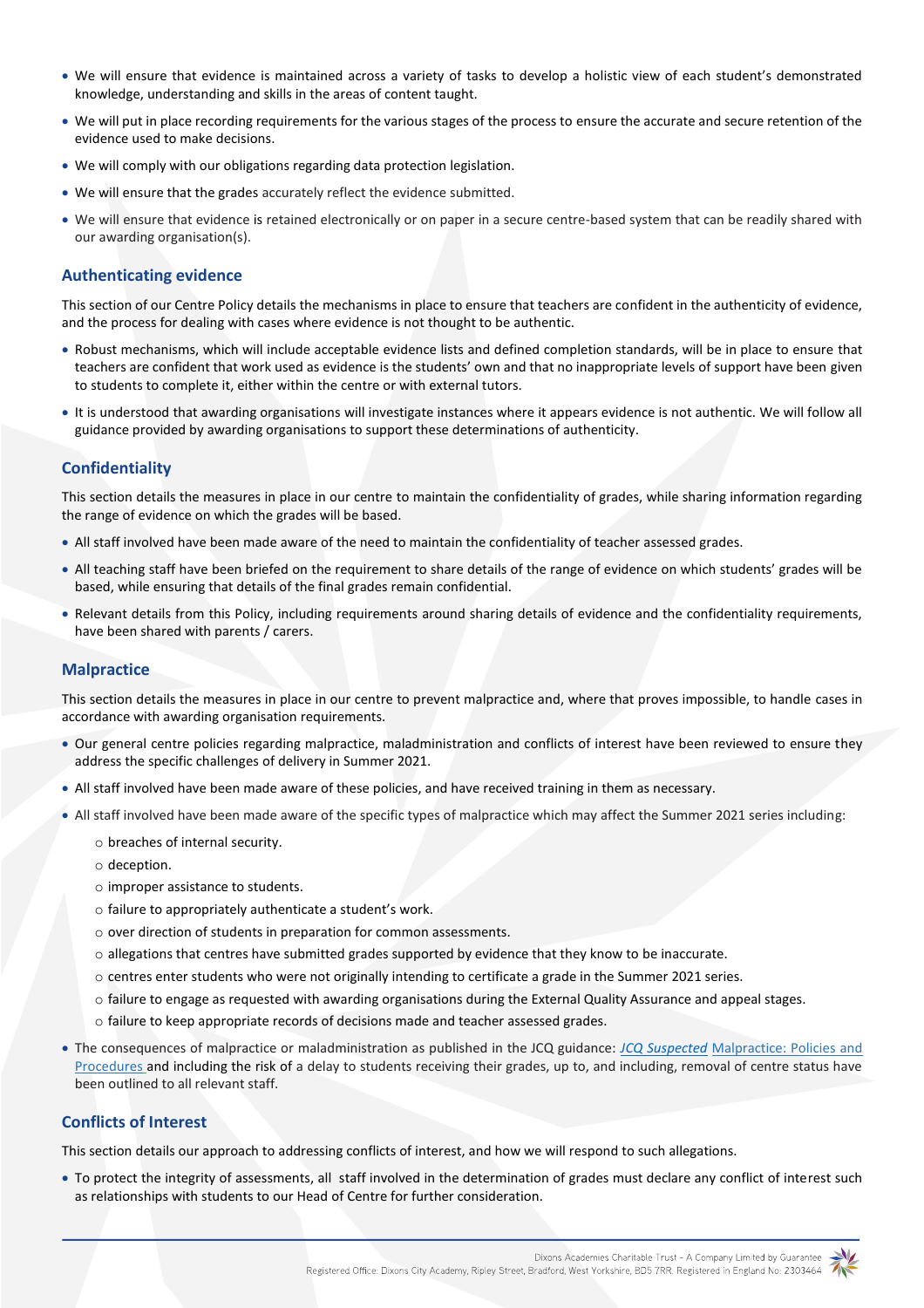- We will ensure that evidence is maintained across a variety of tasks to develop a holistic view of each student's demonstrated knowledge, understanding and skills in the areas of content taught.
- We will put in place recording requirements for the various stages of the process to ensure the accurate and secure retention of the evidence used to make decisions.
- We will comply with our obligations regarding data protection legislation.
- We will ensure that the grades accurately reflect the evidence submitted.
- We will ensure that evidence is retained electronically or on paper in a secure centre-based system that can be readily shared with our awarding organisation(s).

## Authenticating evidence

This section of our Centre Policy details the mechanisms in place to ensure that teachers are confident in the authenticity of evidence, and the process for dealing with cases where evidence is not thought to be authentic.

- Robust mechanisms, which will include acceptable evidence lists and defined completion standards, will be in place to ensure that teachers are confident that work used as evidence is the students' own and that no inappropriate levels of support have been given to students to complete it, either within the centre or with external tutors.
- It is understood that awarding organisations will investigate instances where it appears evidence is not authentic. We will follow all guidance provided by awarding organisations to support these determinations of authenticity.

## Confidentiality

This section details the measures in place in our centre to maintain the confidentiality of grades, while sharing information regarding the range of evidence on which the grades will be based.

- All staff involved have been made aware of the need to maintain the confidentiality of teacher assessed grades.
- All teaching staff have been briefed on the requirement to share details of the range of evidence on which students' grades will be based, while ensuring that details of the final grades remain confidential.
- Relevant details from this Policy, including requirements around sharing details of evidence and the confidentiality requirements, have been shared with parents / carers.

## Malpractice

This section details the measures in place in our centre to prevent malpractice and, where that proves impossible, to handle cases in accordance with awarding organisation requirements.

- Our general centre policies regarding malpractice, maladministration and conflicts of interest have been reviewed to ensure they address the specific challenges of delivery in Summer 2021.
- All staff involved have been made aware of these policies, and have received training in them as necessary.
- All staff involved have been made aware of the specific types of malpractice which may affect the Summer 2021 series including:
  - breaches of internal security.
  - deception.
  - improper assistance to students.
  - failure to appropriately authenticate a student's work.
  - over direction of students in preparation for common assessments.
  - allegations that centres have submitted grades supported by evidence that they know to be inaccurate.
  - centres enter students who were not originally intending to certificate a grade in the Summer 2021 series.
  - failure to engage as requested with awarding organisations during the External Quality Assurance and appeal stages.
  - failure to keep appropriate records of decisions made and teacher assessed grades.
- The consequences of malpractice or maladministration as published in the JCQ guidance: *JCQ Suspected* Malpractice: Policies and Procedures and including the risk of a delay to students receiving their grades, up to, and including, removal of centre status have been outlined to all relevant staff.

## Conflicts of Interest

This section details our approach to addressing conflicts of interest, and how we will respond to such allegations.

- To protect the integrity of assessments, all staff involved in the determination of grades must declare any conflict of interest such as relationships with students to our Head of Centre for further consideration.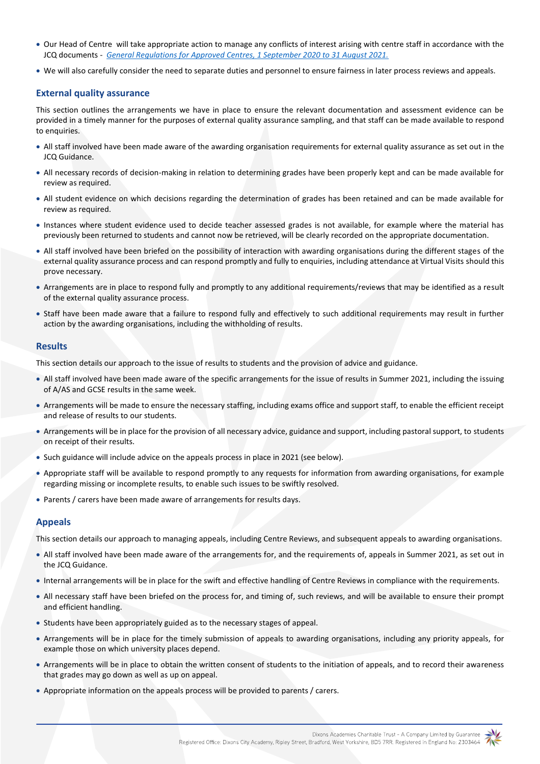- Our Head of Centre will take appropriate action to manage any conflicts of interest arising with centre staff in accordance with the JCQ documents - *General Regulations for Approved Centres, 1 September 2020 to 31 August 2021.*
- We will also carefully consider the need to separate duties and personnel to ensure fairness in later process reviews and appeals.

## External quality assurance

This section outlines the arrangements we have in place to ensure the relevant documentation and assessment evidence can be provided in a timely manner for the purposes of external quality assurance sampling, and that staff can be made available to respond to enquiries.

- All staff involved have been made aware of the awarding organisation requirements for external quality assurance as set out in the JCQ Guidance.
- All necessary records of decision-making in relation to determining grades have been properly kept and can be made available for review as required.
- All student evidence on which decisions regarding the determination of grades has been retained and can be made available for review as required.
- Instances where student evidence used to decide teacher assessed grades is not available, for example where the material has previously been returned to students and cannot now be retrieved, will be clearly recorded on the appropriate documentation.
- All staff involved have been briefed on the possibility of interaction with awarding organisations during the different stages of the external quality assurance process and can respond promptly and fully to enquiries, including attendance at Virtual Visits should this prove necessary.
- Arrangements are in place to respond fully and promptly to any additional requirements/reviews that may be identified as a result of the external quality assurance process.
- Staff have been made aware that a failure to respond fully and effectively to such additional requirements may result in further action by the awarding organisations, including the withholding of results.

## Results

This section details our approach to the issue of results to students and the provision of advice and guidance.

- All staff involved have been made aware of the specific arrangements for the issue of results in Summer 2021, including the issuing of A/AS and GCSE results in the same week.
- Arrangements will be made to ensure the necessary staffing, including exams office and support staff, to enable the efficient receipt and release of results to our students.
- Arrangements will be in place for the provision of all necessary advice, guidance and support, including pastoral support, to students on receipt of their results.
- Such guidance will include advice on the appeals process in place in 2021 (see below).
- Appropriate staff will be available to respond promptly to any requests for information from awarding organisations, for example regarding missing or incomplete results, to enable such issues to be swiftly resolved.
- Parents / carers have been made aware of arrangements for results days.

## Appeals

This section details our approach to managing appeals, including Centre Reviews, and subsequent appeals to awarding organisations.

- All staff involved have been made aware of the arrangements for, and the requirements of, appeals in Summer 2021, as set out in the JCQ Guidance.
- Internal arrangements will be in place for the swift and effective handling of Centre Reviews in compliance with the requirements.
- All necessary staff have been briefed on the process for, and timing of, such reviews, and will be available to ensure their prompt and efficient handling.
- Students have been appropriately guided as to the necessary stages of appeal.
- Arrangements will be in place for the timely submission of appeals to awarding organisations, including any priority appeals, for example those on which university places depend.
- Arrangements will be in place to obtain the written consent of students to the initiation of appeals, and to record their awareness that grades may go down as well as up on appeal.
- Appropriate information on the appeals process will be provided to parents / carers.